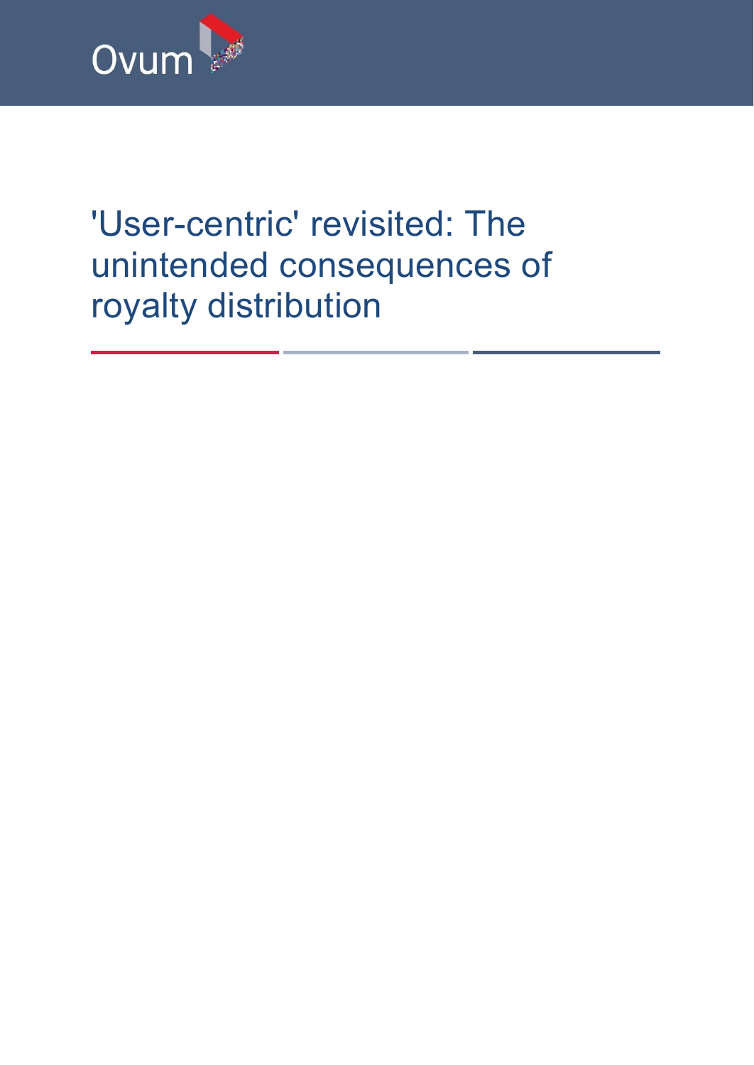Ovum

# 'User-centric' revisited: The unintended consequences of royalty distribution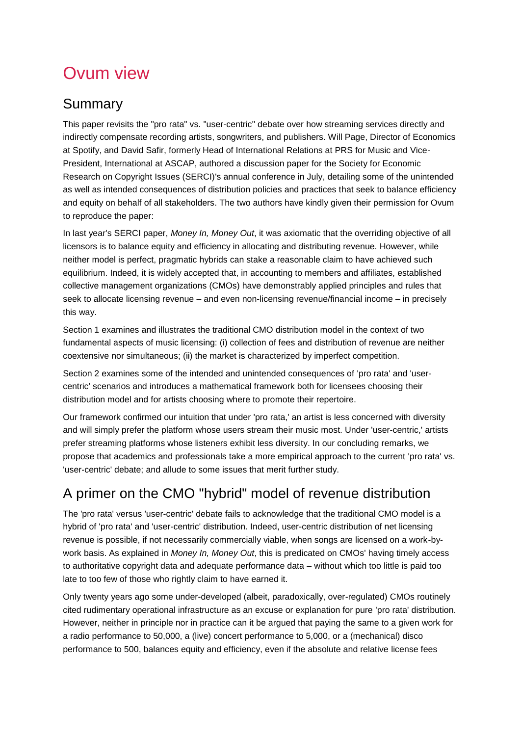# Ovum view

## Summary

This paper revisits the "pro rata" vs. "user-centric" debate over how streaming services directly and indirectly compensate recording artists, songwriters, and publishers. Will Page, Director of Economics at Spotify, and David Safir, formerly Head of International Relations at PRS for Music and Vice-President, International at ASCAP, authored a discussion paper for the Society for Economic Research on Copyright Issues (SERCI)'s annual conference in July, detailing some of the unintended as well as intended consequences of distribution policies and practices that seek to balance efficiency and equity on behalf of all stakeholders. The two authors have kindly given their permission for Ovum to reproduce the paper:

In last year's SERCI paper, *Money In, Money Out*, it was axiomatic that the overriding objective of all licensors is to balance equity and efficiency in allocating and distributing revenue. However, while neither model is perfect, pragmatic hybrids can stake a reasonable claim to have achieved such equilibrium. Indeed, it is widely accepted that, in accounting to members and affiliates, established collective management organizations (CMOs) have demonstrably applied principles and rules that seek to allocate licensing revenue – and even non-licensing revenue/financial income – in precisely this way.

Section 1 examines and illustrates the traditional CMO distribution model in the context of two fundamental aspects of music licensing: (i) collection of fees and distribution of revenue are neither coextensive nor simultaneous; (ii) the market is characterized by imperfect competition.

Section 2 examines some of the intended and unintended consequences of 'pro rata' and 'user-centric' scenarios and introduces a mathematical framework both for licensees choosing their distribution model and for artists choosing where to promote their repertoire.

Our framework confirmed our intuition that under 'pro rata,' an artist is less concerned with diversity and will simply prefer the platform whose users stream their music most. Under 'user-centric,' artists prefer streaming platforms whose listeners exhibit less diversity. In our concluding remarks, we propose that academics and professionals take a more empirical approach to the current 'pro rata' vs. 'user-centric' debate; and allude to some issues that merit further study.

## A primer on the CMO "hybrid" model of revenue distribution

The 'pro rata' versus 'user-centric' debate fails to acknowledge that the traditional CMO model is a hybrid of 'pro rata' and 'user-centric' distribution. Indeed, user-centric distribution of net licensing revenue is possible, if not necessarily commercially viable, when songs are licensed on a work-by-work basis. As explained in *Money In, Money Out*, this is predicated on CMOs' having timely access to authoritative copyright data and adequate performance data – without which too little is paid too late to too few of those who rightly claim to have earned it.

Only twenty years ago some under-developed (albeit, paradoxically, over-regulated) CMOs routinely cited rudimentary operational infrastructure as an excuse or explanation for pure 'pro rata' distribution. However, neither in principle nor in practice can it be argued that paying the same to a given work for a radio performance to 50,000, a (live) concert performance to 5,000, or a (mechanical) disco performance to 500, balances equity and efficiency, even if the absolute and relative license fees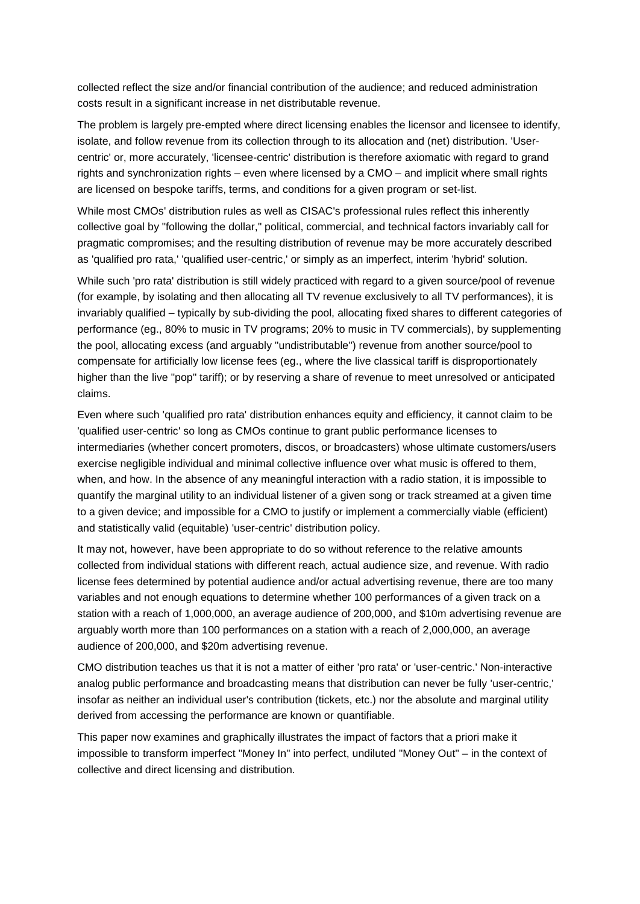collected reflect the size and/or financial contribution of the audience; and reduced administration costs result in a significant increase in net distributable revenue.

The problem is largely pre-empted where direct licensing enables the licensor and licensee to identify, isolate, and follow revenue from its collection through to its allocation and (net) distribution. 'User-centric' or, more accurately, 'licensee-centric' distribution is therefore axiomatic with regard to grand rights and synchronization rights – even where licensed by a CMO – and implicit where small rights are licensed on bespoke tariffs, terms, and conditions for a given program or set-list.

While most CMOs' distribution rules as well as CISAC's professional rules reflect this inherently collective goal by "following the dollar," political, commercial, and technical factors invariably call for pragmatic compromises; and the resulting distribution of revenue may be more accurately described as 'qualified pro rata,' 'qualified user-centric,' or simply as an imperfect, interim 'hybrid' solution.

While such 'pro rata' distribution is still widely practiced with regard to a given source/pool of revenue (for example, by isolating and then allocating all TV revenue exclusively to all TV performances), it is invariably qualified – typically by sub-dividing the pool, allocating fixed shares to different categories of performance (eg., 80% to music in TV programs; 20% to music in TV commercials), by supplementing the pool, allocating excess (and arguably "undistributable") revenue from another source/pool to compensate for artificially low license fees (eg., where the live classical tariff is disproportionately higher than the live "pop" tariff); or by reserving a share of revenue to meet unresolved or anticipated claims.

Even where such 'qualified pro rata' distribution enhances equity and efficiency, it cannot claim to be 'qualified user-centric' so long as CMOs continue to grant public performance licenses to intermediaries (whether concert promoters, discos, or broadcasters) whose ultimate customers/users exercise negligible individual and minimal collective influence over what music is offered to them, when, and how. In the absence of any meaningful interaction with a radio station, it is impossible to quantify the marginal utility to an individual listener of a given song or track streamed at a given time to a given device; and impossible for a CMO to justify or implement a commercially viable (efficient) and statistically valid (equitable) 'user-centric' distribution policy.

It may not, however, have been appropriate to do so without reference to the relative amounts collected from individual stations with different reach, actual audience size, and revenue. With radio license fees determined by potential audience and/or actual advertising revenue, there are too many variables and not enough equations to determine whether 100 performances of a given track on a station with a reach of 1,000,000, an average audience of 200,000, and $10m advertising revenue are arguably worth more than 100 performances on a station with a reach of 2,000,000, an average audience of 200,000, and $20m advertising revenue.

CMO distribution teaches us that it is not a matter of either 'pro rata' or 'user-centric.' Non-interactive analog public performance and broadcasting means that distribution can never be fully 'user-centric,' insofar as neither an individual user's contribution (tickets, etc.) nor the absolute and marginal utility derived from accessing the performance are known or quantifiable.

This paper now examines and graphically illustrates the impact of factors that a priori make it impossible to transform imperfect "Money In" into perfect, undiluted "Money Out" – in the context of collective and direct licensing and distribution.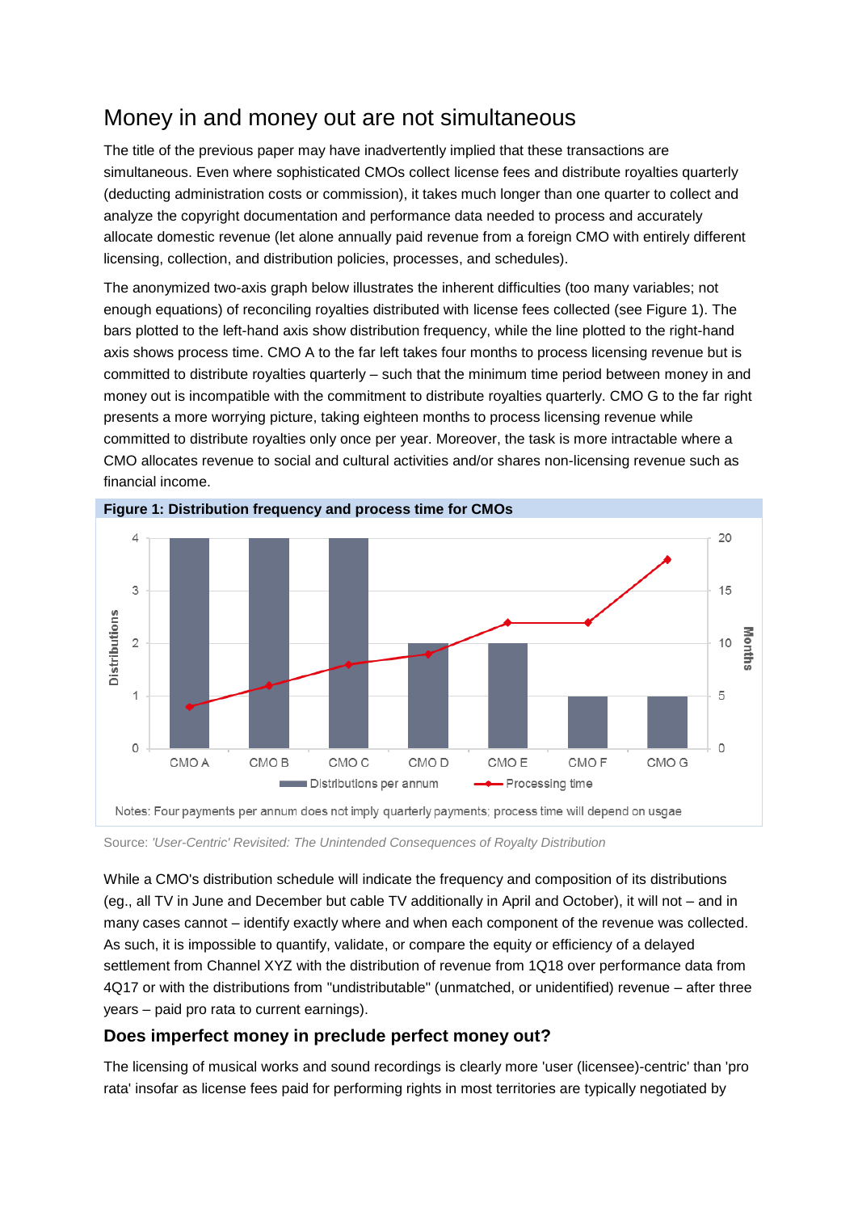## Money in and money out are not simultaneous

The title of the previous paper may have inadvertently implied that these transactions are simultaneous. Even where sophisticated CMOs collect license fees and distribute royalties quarterly (deducting administration costs or commission), it takes much longer than one quarter to collect and analyze the copyright documentation and performance data needed to process and accurately allocate domestic revenue (let alone annually paid revenue from a foreign CMO with entirely different licensing, collection, and distribution policies, processes, and schedules).

The anonymized two-axis graph below illustrates the inherent difficulties (too many variables; not enough equations) of reconciling royalties distributed with license fees collected (see Figure 1). The bars plotted to the left-hand axis show distribution frequency, while the line plotted to the right-hand axis shows process time. CMO A to the far left takes four months to process licensing revenue but is committed to distribute royalties quarterly – such that the minimum time period between money in and money out is incompatible with the commitment to distribute royalties quarterly. CMO G to the far right presents a more worrying picture, taking eighteen months to process licensing revenue while committed to distribute royalties only once per year. Moreover, the task is more intractable where a CMO allocates revenue to social and cultural activities and/or shares non-licensing revenue such as financial income.

**Figure 1: Distribution frequency and process time for CMOs**

| | CMO A | CMO B | CMO C | CMO D | CMO E | CMO F | CMO G |
|---|---|---|---|---|---|---|---|
| Distributions per annum | 4 | 4 | 4 | 2 | 2 | 1 | 1 |
| Processing time (months) | 4 | 6 | 8 | 9 | 12 | 12 | 18 |

Notes: Four payments per annum does not imply quarterly payments; process time will depend on usgae

Source: *'User-Centric' Revisited: The Unintended Consequences of Royalty Distribution*

While a CMO's distribution schedule will indicate the frequency and composition of its distributions (eg., all TV in June and December but cable TV additionally in April and October), it will not – and in many cases cannot – identify exactly where and when each component of the revenue was collected. As such, it is impossible to quantify, validate, or compare the equity or efficiency of a delayed settlement from Channel XYZ with the distribution of revenue from 1Q18 over performance data from 4Q17 or with the distributions from "undistributable" (unmatched, or unidentified) revenue – after three years – paid pro rata to current earnings).

### Does imperfect money in preclude perfect money out?

The licensing of musical works and sound recordings is clearly more 'user (licensee)-centric' than 'pro rata' insofar as license fees paid for performing rights in most territories are typically negotiated by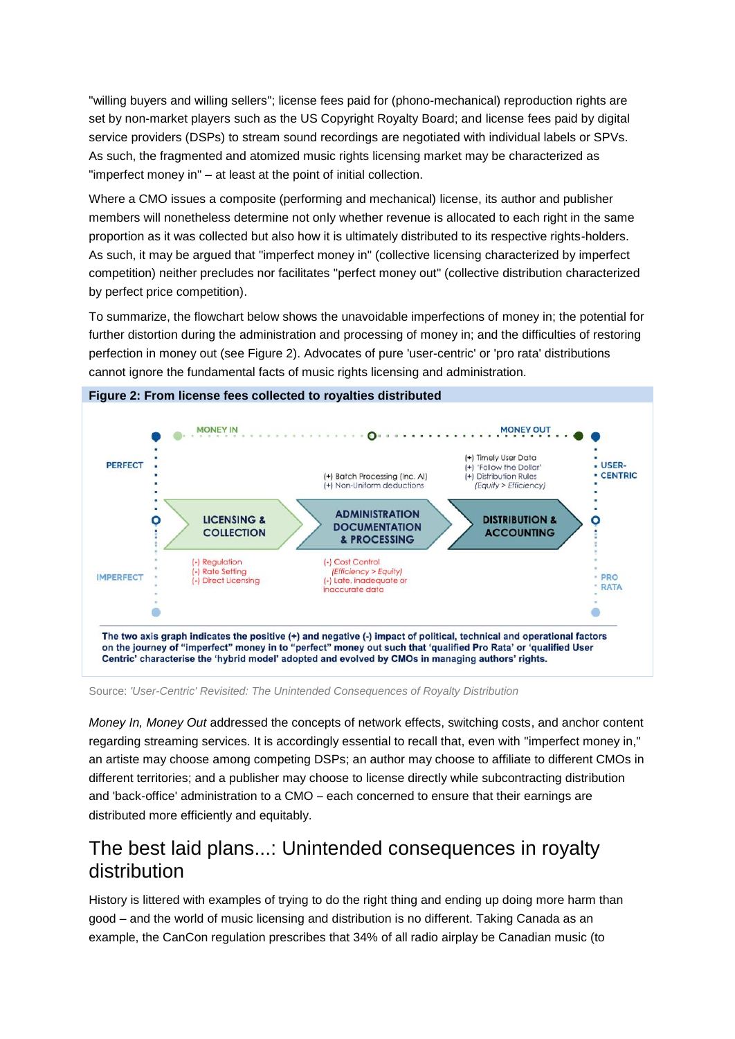"willing buyers and willing sellers"; license fees paid for (phono-mechanical) reproduction rights are set by non-market players such as the US Copyright Royalty Board; and license fees paid by digital service providers (DSPs) to stream sound recordings are negotiated with individual labels or SPVs. As such, the fragmented and atomized music rights licensing market may be characterized as "imperfect money in" – at least at the point of initial collection.

Where a CMO issues a composite (performing and mechanical) license, its author and publisher members will nonetheless determine not only whether revenue is allocated to each right in the same proportion as it was collected but also how it is ultimately distributed to its respective rights-holders. As such, it may be argued that "imperfect money in" (collective licensing characterized by imperfect competition) neither precludes nor facilitates "perfect money out" (collective distribution characterized by perfect price competition).

To summarize, the flowchart below shows the unavoidable imperfections of money in; the potential for further distortion during the administration and processing of money in; and the difficulties of restoring perfection in money out (see Figure 2). Advocates of pure 'user-centric' or 'pro rata' distributions cannot ignore the fundamental facts of music rights licensing and administration.

**Figure 2: From license fees collected to royalties distributed**

**The two axis graph indicates the positive (+) and negative (-) impact of political, technical and operational factors on the journey of "imperfect" money in to "perfect" money out such that 'qualified Pro Rata' or 'qualified User Centric' characterise the 'hybrid model' adopted and evolved by CMOs in managing authors' rights.**

Source: *'User-Centric' Revisited: The Unintended Consequences of Royalty Distribution*

*Money In, Money Out* addressed the concepts of network effects, switching costs, and anchor content regarding streaming services. It is accordingly essential to recall that, even with "imperfect money in," an artiste may choose among competing DSPs; an author may choose to affiliate to different CMOs in different territories; and a publisher may choose to license directly while subcontracting distribution and 'back-office' administration to a CMO – each concerned to ensure that their earnings are distributed more efficiently and equitably.

## The best laid plans...: Unintended consequences in royalty distribution

History is littered with examples of trying to do the right thing and ending up doing more harm than good – and the world of music licensing and distribution is no different. Taking Canada as an example, the CanCon regulation prescribes that 34% of all radio airplay be Canadian music (to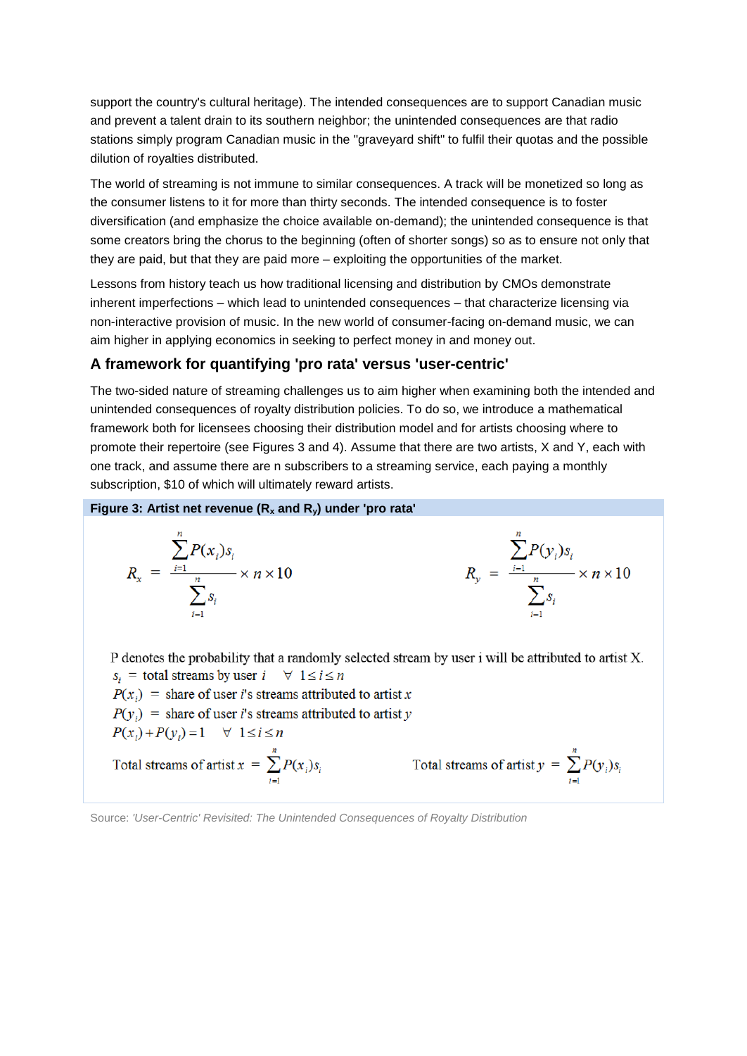support the country's cultural heritage). The intended consequences are to support Canadian music and prevent a talent drain to its southern neighbor; the unintended consequences are that radio stations simply program Canadian music in the "graveyard shift" to fulfil their quotas and the possible dilution of royalties distributed.

The world of streaming is not immune to similar consequences. A track will be monetized so long as the consumer listens to it for more than thirty seconds. The intended consequence is to foster diversification (and emphasize the choice available on-demand); the unintended consequence is that some creators bring the chorus to the beginning (often of shorter songs) so as to ensure not only that they are paid, but that they are paid more – exploiting the opportunities of the market.

Lessons from history teach us how traditional licensing and distribution by CMOs demonstrate inherent imperfections – which lead to unintended consequences – that characterize licensing via non-interactive provision of music. In the new world of consumer-facing on-demand music, we can aim higher in applying economics in seeking to perfect money in and money out.

### A framework for quantifying 'pro rata' versus 'user-centric'

The two-sided nature of streaming challenges us to aim higher when examining both the intended and unintended consequences of royalty distribution policies. To do so, we introduce a mathematical framework both for licensees choosing their distribution model and for artists choosing where to promote their repertoire (see Figures 3 and 4). Assume that there are two artists, X and Y, each with one track, and assume there are n subscribers to a streaming service, each paying a monthly subscription, $10 of which will ultimately reward artists.

**Figure 3: Artist net revenue ($R_x$ and $R_y$) under 'pro rata'**

$$R_x = \frac{\sum_{i=1}^{n} P(x_i)s_i}{\sum_{i=1}^{n} s_i} \times n \times 10 \qquad\qquad R_y = \frac{\sum_{i=1}^{n} P(y_i)s_i}{\sum_{i=1}^{n} s_i} \times n \times 10$$

P denotes the probability that a randomly selected stream by user i will be attributed to artist X.

$s_i$ = total streams by user $i \quad \forall \ 1 \le i \le n$

$P(x_i)$ = share of user $i$'s streams attributed to artist $x$

$P(y_i)$ = share of user $i$'s streams attributed to artist $y$

$P(x_i) + P(y_i) = 1 \quad \forall \ 1 \le i \le n$

Total streams of artist $x = \sum_{i=1}^{n} P(x_i)s_i$ Total streams of artist $y = \sum_{i=1}^{n} P(y_i)s_i$

Source: *'User-Centric' Revisited: The Unintended Consequences of Royalty Distribution*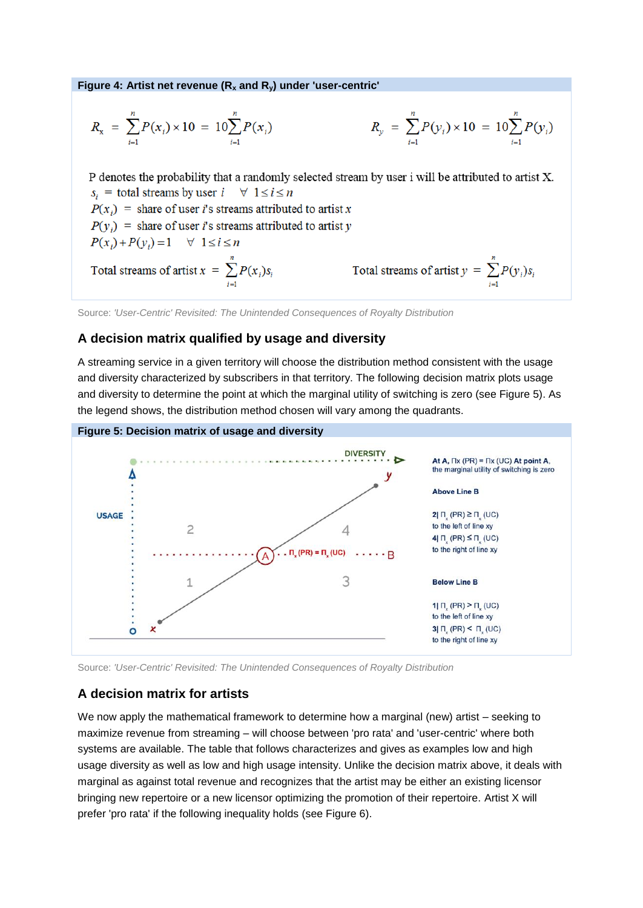**Figure 4: Artist net revenue ($R_x$ and $R_y$) under 'user-centric'**

$$R_x = \sum_{i=1}^{n} P(x_i) \times 10 = 10\sum_{i=1}^{n} P(x_i) \qquad R_y = \sum_{i=1}^{n} P(y_i) \times 10 = 10\sum_{i=1}^{n} P(y_i)$$

P denotes the probability that a randomly selected stream by user i will be attributed to artist X.

$s_i$ = total streams by user $i \quad \forall\ 1 \leq i \leq n$

$P(x_i)$ = share of user $i$'s streams attributed to artist $x$

$P(y_i)$ = share of user $i$'s streams attributed to artist $y$

$P(x_i) + P(y_i) = 1 \quad \forall\ 1 \leq i \leq n$

$$\text{Total streams of artist } x = \sum_{i=1}^{n} P(x_i)s_i \qquad \text{Total streams of artist } y = \sum_{i=1}^{n} P(y_i)s_i$$

Source: *'User-Centric' Revisited: The Unintended Consequences of Royalty Distribution*

## A decision matrix qualified by usage and diversity

A streaming service in a given territory will choose the distribution method consistent with the usage and diversity characterized by subscribers in that territory. The following decision matrix plots usage and diversity to determine the point at which the marginal utility of switching is zero (see Figure 5). As the legend shows, the distribution method chosen will vary among the quadrants.

**Figure 5: Decision matrix of usage and diversity**

At A, $\Pi_x$ (PR) = $\Pi_x$ (UC) At point A, the marginal utility of switching is zero

Above Line B

2| $\Pi_x$ (PR) ≥ $\Pi_x$ (UC) to the left of line xy

4| $\Pi_x$ (PR) ≤ $\Pi_x$ (UC) to the right of line xy

Below Line B

1| $\Pi_x$ (PR) > $\Pi_x$ (UC) to the left of line xy

3| $\Pi_x$ (PR) < $\Pi_x$ (UC) to the right of line xy

Source: *'User-Centric' Revisited: The Unintended Consequences of Royalty Distribution*

## A decision matrix for artists

We now apply the mathematical framework to determine how a marginal (new) artist – seeking to maximize revenue from streaming – will choose between 'pro rata' and 'user-centric' where both systems are available. The table that follows characterizes and gives as examples low and high usage diversity as well as low and high usage intensity. Unlike the decision matrix above, it deals with marginal as against total revenue and recognizes that the artist may be either an existing licensor bringing new repertoire or a new licensor optimizing the promotion of their repertoire. Artist X will prefer 'pro rata' if the following inequality holds (see Figure 6).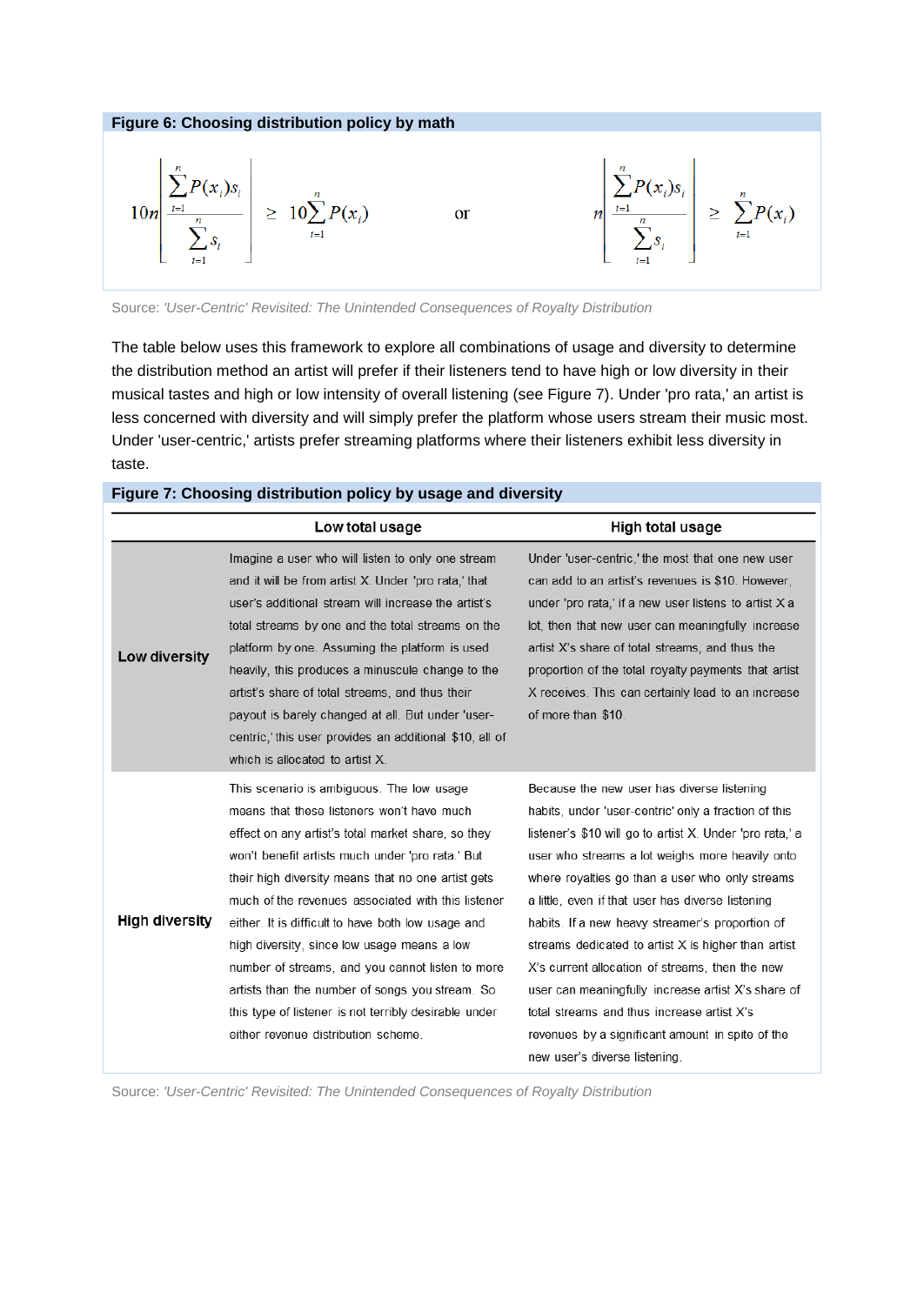**Figure 6: Choosing distribution policy by math**

$$10n\left[\frac{\sum_{i=1}^{n} P(x_i)s_i}{\sum_{i=1}^{n} s_i}\right] \geq 10\sum_{i=1}^{n} P(x_i) \qquad \text{or} \qquad n\left[\frac{\sum_{i=1}^{n} P(x_i)s_i}{\sum_{i=1}^{n} s_i}\right] \geq \sum_{i=1}^{n} P(x_i)$$

Source: *'User-Centric' Revisited: The Unintended Consequences of Royalty Distribution*

The table below uses this framework to explore all combinations of usage and diversity to determine the distribution method an artist will prefer if their listeners tend to have high or low diversity in their musical tastes and high or low intensity of overall listening (see Figure 7). Under 'pro rata,' an artist is less concerned with diversity and will simply prefer the platform whose users stream their music most. Under 'user-centric,' artists prefer streaming platforms where their listeners exhibit less diversity in taste.

**Figure 7: Choosing distribution policy by usage and diversity**

| | Low total usage | High total usage |
|---|---|---|
| **Low diversity** | Imagine a user who will listen to only one stream and it will be from artist X. Under 'pro rata,' that user's additional stream will increase the artist's total streams by one and the total streams on the platform by one. Assuming the platform is used heavily, this produces a minuscule change to the artist's share of total streams, and thus their payout is barely changed at all. But under 'user-centric,' this user provides an additional $10, all of which is allocated to artist X. | Under 'user-centric,' the most that one new user can add to an artist's revenues is $10. However, under 'pro rata,' if a new user listens to artist X a lot, then that new user can meaningfully increase artist X's share of total streams, and thus the proportion of the total royalty payments that artist X receives. This can certainly lead to an increase of more than $10. |
| **High diversity** | This scenario is ambiguous. The low usage means that these listeners won't have much effect on any artist's total market share, so they won't benefit artists much under 'pro rata.' But their high diversity means that no one artist gets much of the revenues associated with this listener either. It is difficult to have both low usage and high diversity, since low usage means a low number of streams, and you cannot listen to more artists than the number of songs you stream. So this type of listener is not terribly desirable under either revenue distribution scheme. | Because the new user has diverse listening habits, under 'user-centric' only a fraction of this listener's $10 will go to artist X. Under 'pro rata,' a user who streams a lot weighs more heavily onto where royalties go than a user who only streams a little, even if that user has diverse listening habits. If a new heavy streamer's proportion of streams dedicated to artist X is higher than artist X's current allocation of streams, then the new user can meaningfully increase artist X's share of total streams and thus increase artist X's revenues by a significant amount in spite of the new user's diverse listening. |

Source: *'User-Centric' Revisited: The Unintended Consequences of Royalty Distribution*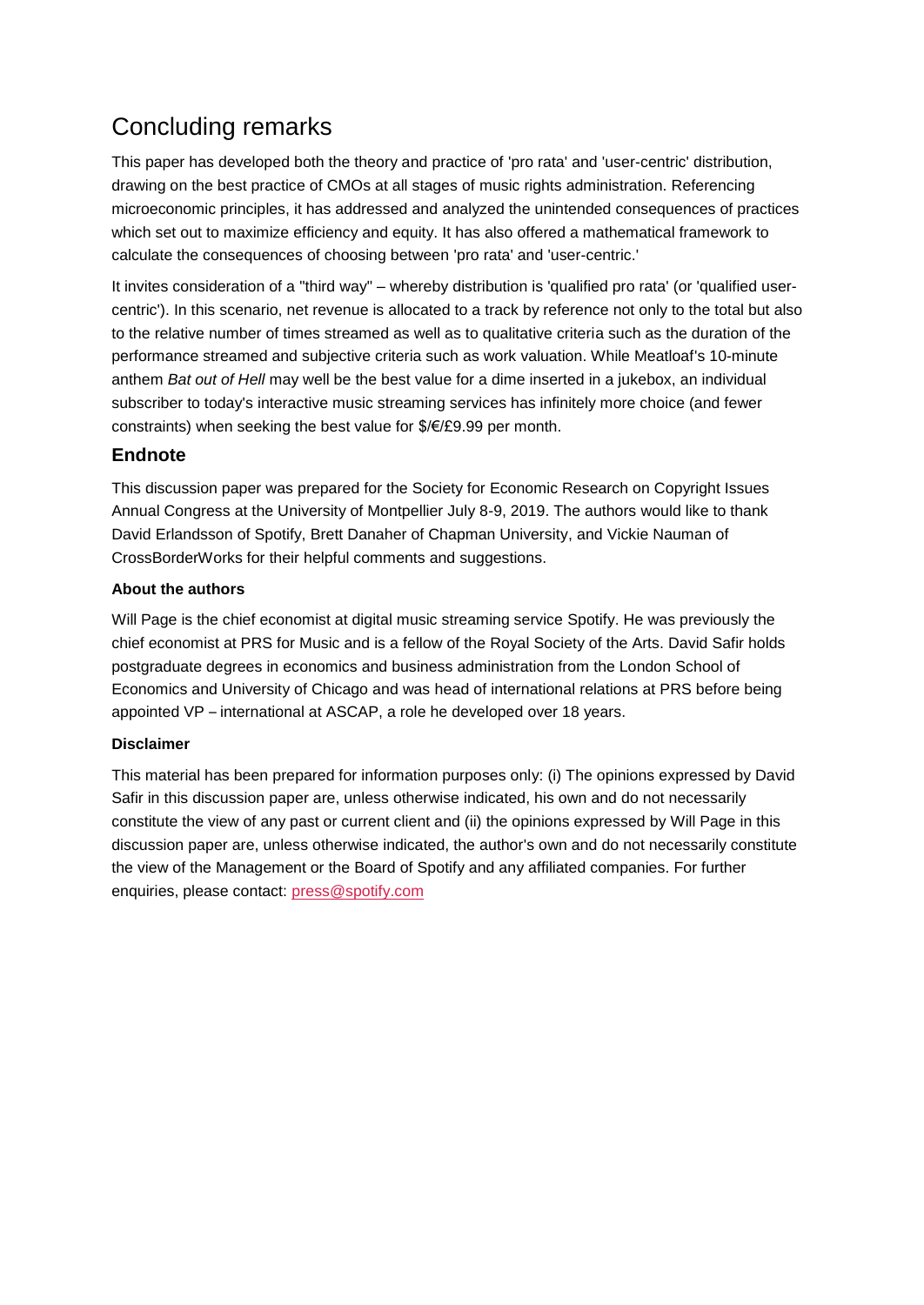# Concluding remarks

This paper has developed both the theory and practice of 'pro rata' and 'user-centric' distribution, drawing on the best practice of CMOs at all stages of music rights administration. Referencing microeconomic principles, it has addressed and analyzed the unintended consequences of practices which set out to maximize efficiency and equity. It has also offered a mathematical framework to calculate the consequences of choosing between 'pro rata' and 'user-centric.'

It invites consideration of a "third way" – whereby distribution is 'qualified pro rata' (or 'qualified user-centric'). In this scenario, net revenue is allocated to a track by reference not only to the total but also to the relative number of times streamed as well as to qualitative criteria such as the duration of the performance streamed and subjective criteria such as work valuation. While Meatloaf's 10-minute anthem *Bat out of Hell* may well be the best value for a dime inserted in a jukebox, an individual subscriber to today's interactive music streaming services has infinitely more choice (and fewer constraints) when seeking the best value for $/€/£9.99 per month.

## Endnote

This discussion paper was prepared for the Society for Economic Research on Copyright Issues Annual Congress at the University of Montpellier July 8-9, 2019. The authors would like to thank David Erlandsson of Spotify, Brett Danaher of Chapman University, and Vickie Nauman of CrossBorderWorks for their helpful comments and suggestions.

### About the authors

Will Page is the chief economist at digital music streaming service Spotify. He was previously the chief economist at PRS for Music and is a fellow of the Royal Society of the Arts. David Safir holds postgraduate degrees in economics and business administration from the London School of Economics and University of Chicago and was head of international relations at PRS before being appointed VP – international at ASCAP, a role he developed over 18 years.

### Disclaimer

This material has been prepared for information purposes only: (i) The opinions expressed by David Safir in this discussion paper are, unless otherwise indicated, his own and do not necessarily constitute the view of any past or current client and (ii) the opinions expressed by Will Page in this discussion paper are, unless otherwise indicated, the author's own and do not necessarily constitute the view of the Management or the Board of Spotify and any affiliated companies. For further enquiries, please contact: press@spotify.com